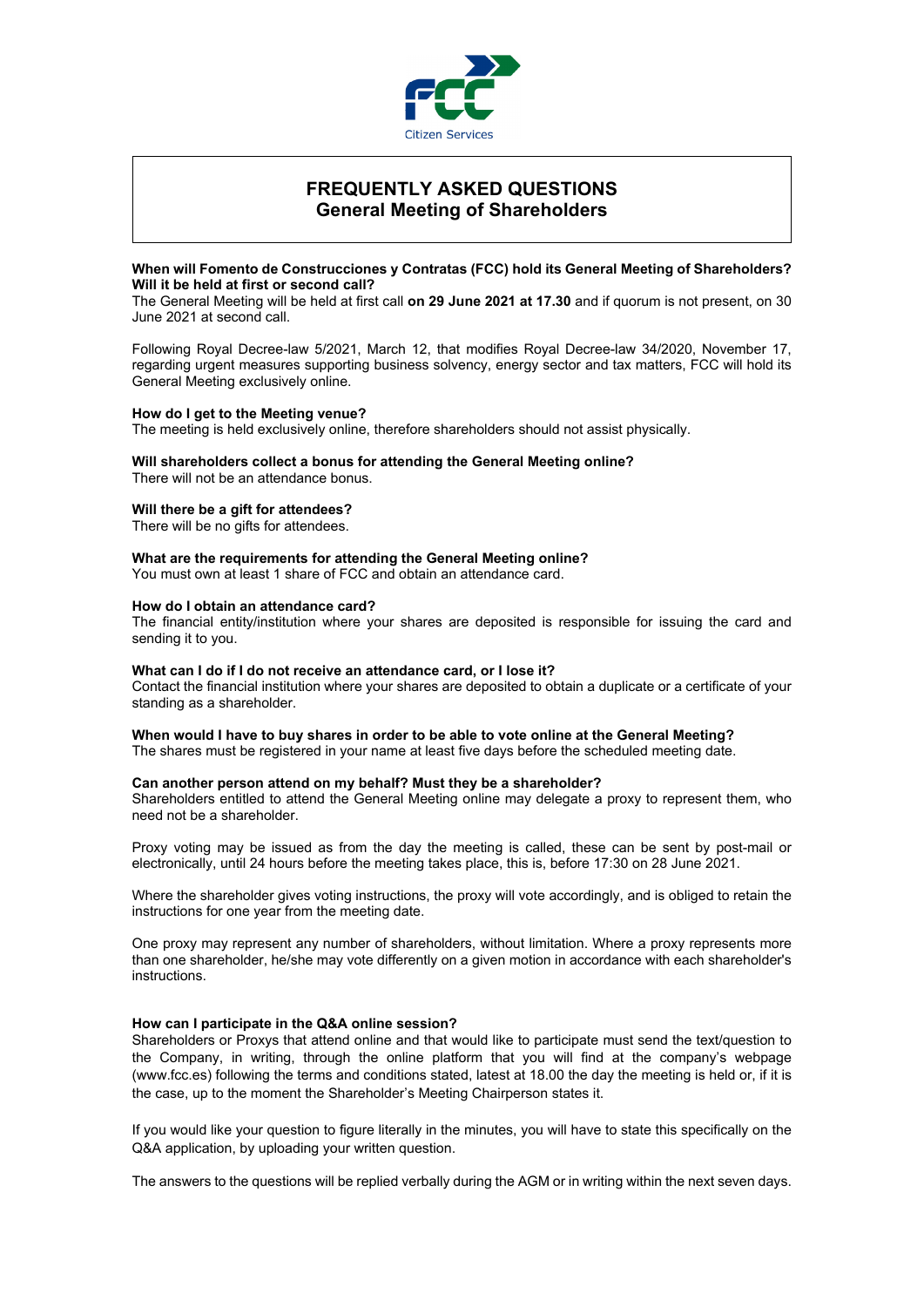# FREQUENTLY ASKED QUESTIONS
## General Meeting of Shareholders

**When will Fomento de Construcciones y Contratas (FCC) hold its General Meeting of Shareholders? Will it be held at first or second call?**
The General Meeting will be held at first call **on 29 June 2021 at 17.30** and if quorum is not present, on 30 June 2021 at second call.

Following Royal Decree-law 5/2021, March 12, that modifies Royal Decree-law 34/2020, November 17, regarding urgent measures supporting business solvency, energy sector and tax matters, FCC will hold its General Meeting exclusively online.

**How do I get to the Meeting venue?**
The meeting is held exclusively online, therefore shareholders should not assist physically.

**Will shareholders collect a bonus for attending the General Meeting online?**
There will not be an attendance bonus.

**Will there be a gift for attendees?**
There will be no gifts for attendees.

**What are the requirements for attending the General Meeting online?**
You must own at least 1 share of FCC and obtain an attendance card.

**How do I obtain an attendance card?**
The financial entity/institution where your shares are deposited is responsible for issuing the card and sending it to you.

**What can I do if I do not receive an attendance card, or I lose it?**
Contact the financial institution where your shares are deposited to obtain a duplicate or a certificate of your standing as a shareholder.

**When would I have to buy shares in order to be able to vote online at the General Meeting?**
The shares must be registered in your name at least five days before the scheduled meeting date.

**Can another person attend on my behalf? Must they be a shareholder?**
Shareholders entitled to attend the General Meeting online may delegate a proxy to represent them, who need not be a shareholder.

Proxy voting may be issued as from the day the meeting is called, these can be sent by post-mail or electronically, until 24 hours before the meeting takes place, this is, before 17:30 on 28 June 2021.

Where the shareholder gives voting instructions, the proxy will vote accordingly, and is obliged to retain the instructions for one year from the meeting date.

One proxy may represent any number of shareholders, without limitation. Where a proxy represents more than one shareholder, he/she may vote differently on a given motion in accordance with each shareholder's instructions.

**How can I participate in the Q&A online session?**
Shareholders or Proxys that attend online and that would like to participate must send the text/question to the Company, in writing, through the online platform that you will find at the company's webpage (www.fcc.es) following the terms and conditions stated, latest at 18.00 the day the meeting is held or, if it is the case, up to the moment the Shareholder's Meeting Chairperson states it.

If you would like your question to figure literally in the minutes, you will have to state this specifically on the Q&A application, by uploading your written question.

The answers to the questions will be replied verbally during the AGM or in writing within the next seven days.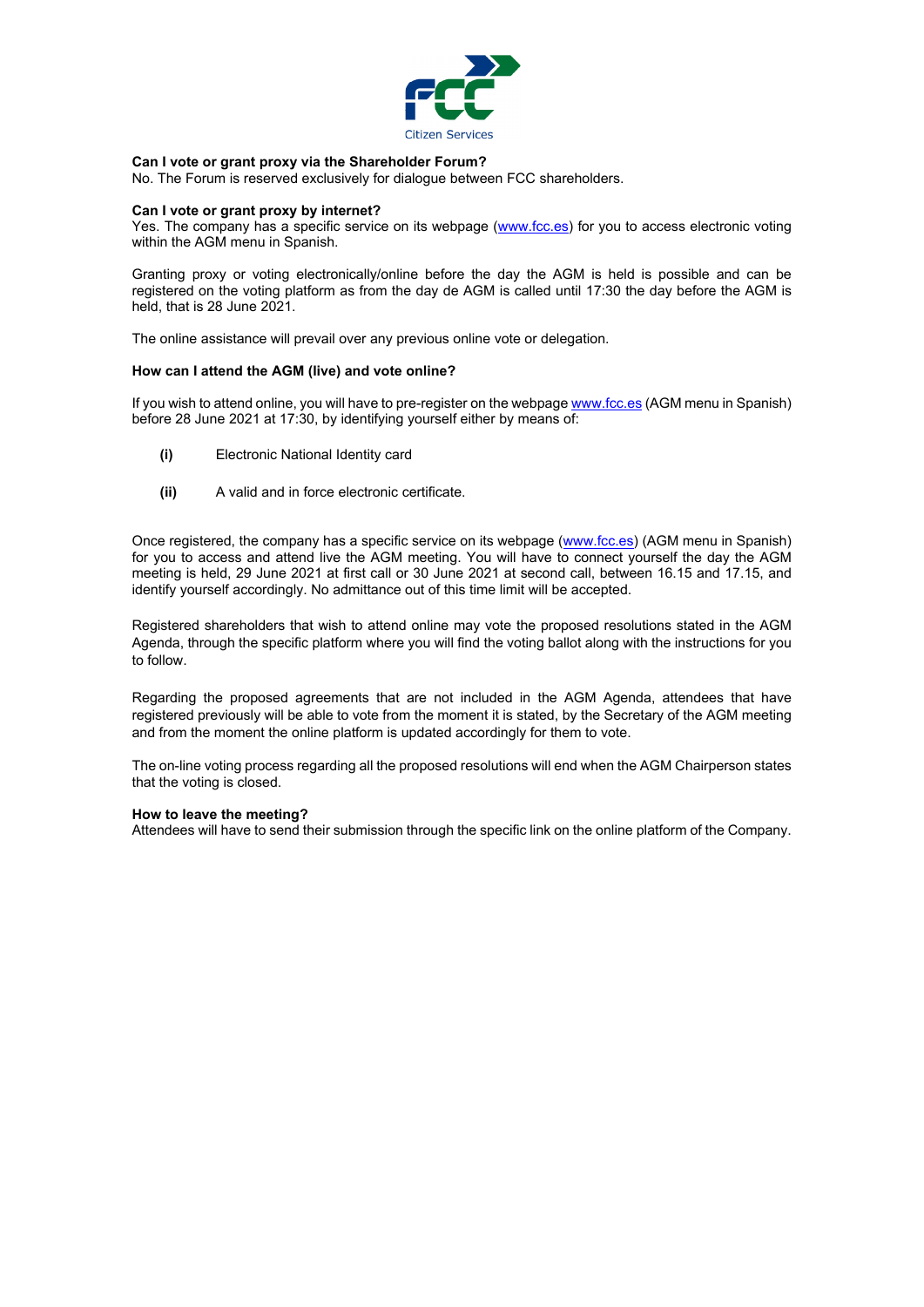**Can I vote or grant proxy via the Shareholder Forum?**
No. The Forum is reserved exclusively for dialogue between FCC shareholders.

**Can I vote or grant proxy by internet?**
Yes. The company has a specific service on its webpage (www.fcc.es) for you to access electronic voting within the AGM menu in Spanish.

Granting proxy or voting electronically/online before the day the AGM is held is possible and can be registered on the voting platform as from the day de AGM is called until 17:30 the day before the AGM is held, that is 28 June 2021.

The online assistance will prevail over any previous online vote or delegation.

**How can I attend the AGM (live) and vote online?**

If you wish to attend online, you will have to pre-register on the webpage www.fcc.es (AGM menu in Spanish) before 28 June 2021 at 17:30, by identifying yourself either by means of:

**(i)** Electronic National Identity card

**(ii)** A valid and in force electronic certificate.

Once registered, the company has a specific service on its webpage (www.fcc.es) (AGM menu in Spanish) for you to access and attend live the AGM meeting. You will have to connect yourself the day the AGM meeting is held, 29 June 2021 at first call or 30 June 2021 at second call, between 16.15 and 17.15, and identify yourself accordingly. No admittance out of this time limit will be accepted.

Registered shareholders that wish to attend online may vote the proposed resolutions stated in the AGM Agenda, through the specific platform where you will find the voting ballot along with the instructions for you to follow.

Regarding the proposed agreements that are not included in the AGM Agenda, attendees that have registered previously will be able to vote from the moment it is stated, by the Secretary of the AGM meeting and from the moment the online platform is updated accordingly for them to vote.

The on-line voting process regarding all the proposed resolutions will end when the AGM Chairperson states that the voting is closed.

**How to leave the meeting?**
Attendees will have to send their submission through the specific link on the online platform of the Company.